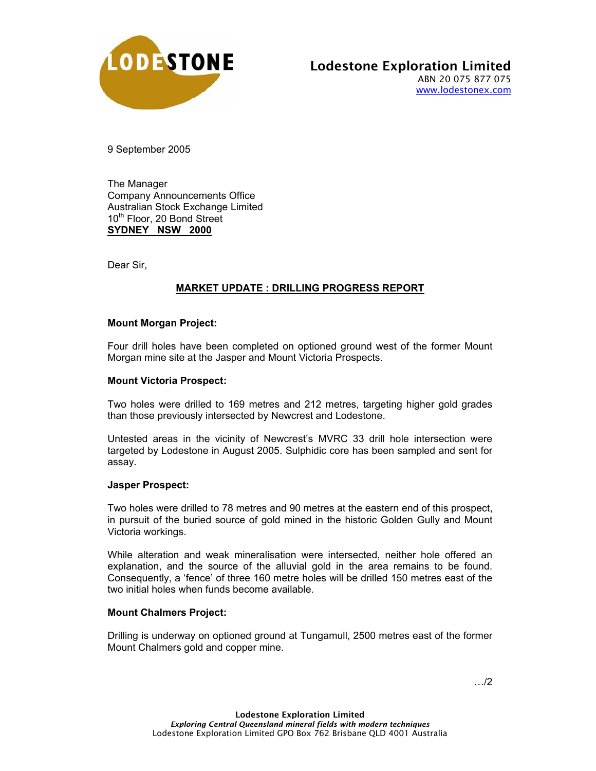**Lodestone Exploration Limited**
ABN 20 075 877 075
www.lodestonex.com

9 September 2005

The Manager
Company Announcements Office
Australian Stock Exchange Limited
10th Floor, 20 Bond Street
**SYDNEY NSW 2000**

Dear Sir,

## MARKET UPDATE : DRILLING PROGRESS REPORT

### Mount Morgan Project:

Four drill holes have been completed on optioned ground west of the former Mount Morgan mine site at the Jasper and Mount Victoria Prospects.

### Mount Victoria Prospect:

Two holes were drilled to 169 metres and 212 metres, targeting higher gold grades than those previously intersected by Newcrest and Lodestone.

Untested areas in the vicinity of Newcrest's MVRC 33 drill hole intersection were targeted by Lodestone in August 2005. Sulphidic core has been sampled and sent for assay.

### Jasper Prospect:

Two holes were drilled to 78 metres and 90 metres at the eastern end of this prospect, in pursuit of the buried source of gold mined in the historic Golden Gully and Mount Victoria workings.

While alteration and weak mineralisation were intersected, neither hole offered an explanation, and the source of the alluvial gold in the area remains to be found. Consequently, a 'fence' of three 160 metre holes will be drilled 150 metres east of the two initial holes when funds become available.

### Mount Chalmers Project:

Drilling is underway on optioned ground at Tungamull, 2500 metres east of the former Mount Chalmers gold and copper mine.

…/2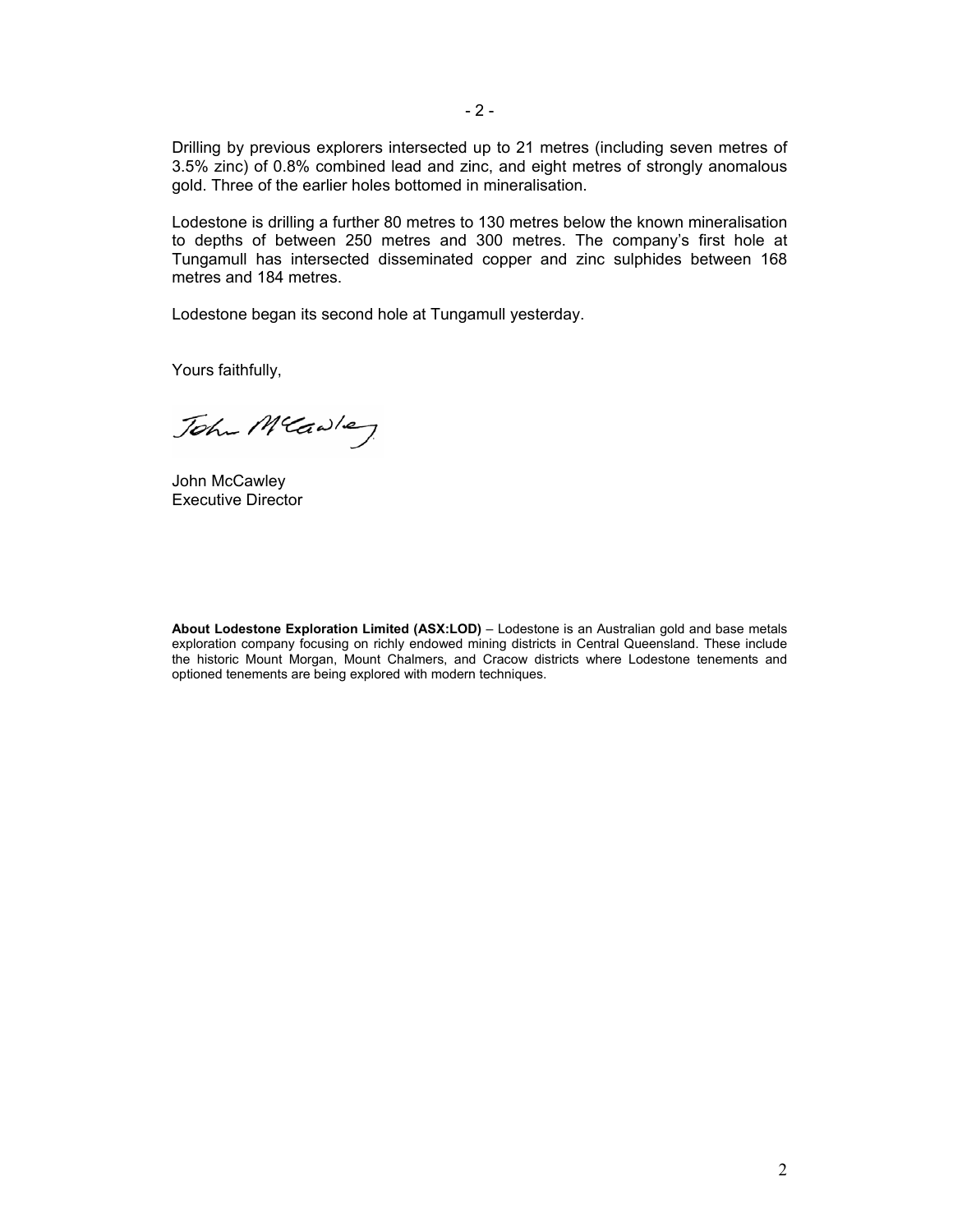Drilling by previous explorers intersected up to 21 metres (including seven metres of 3.5% zinc) of 0.8% combined lead and zinc, and eight metres of strongly anomalous gold. Three of the earlier holes bottomed in mineralisation.

Lodestone is drilling a further 80 metres to 130 metres below the known mineralisation to depths of between 250 metres and 300 metres. The company's first hole at Tungamull has intersected disseminated copper and zinc sulphides between 168 metres and 184 metres.

Lodestone began its second hole at Tungamull yesterday.

Yours faithfully,

John McCawley
Executive Director

**About Lodestone Exploration Limited (ASX:LOD)** – Lodestone is an Australian gold and base metals exploration company focusing on richly endowed mining districts in Central Queensland. These include the historic Mount Morgan, Mount Chalmers, and Cracow districts where Lodestone tenements and optioned tenements are being explored with modern techniques.